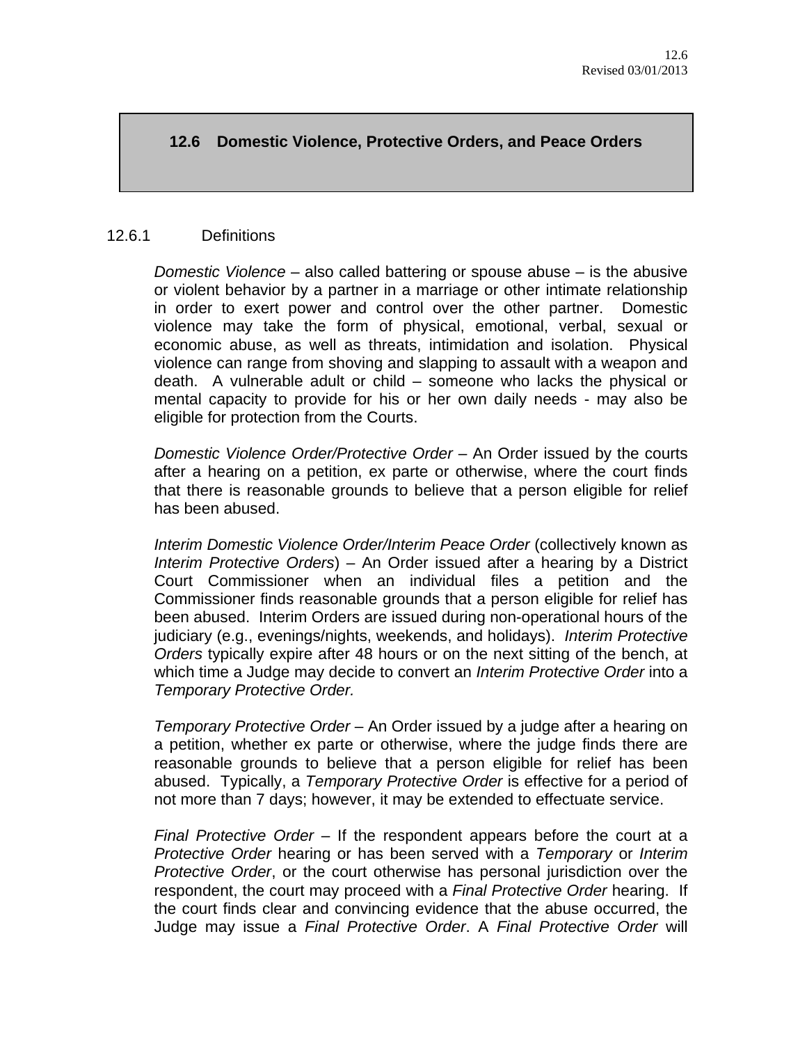## 12.6 Domestic Violence, Protective Orders, and Peace Orders

### 12.6.1 Definitions

*Domestic Violence* – also called battering or spouse abuse – is the abusive or violent behavior by a partner in a marriage or other intimate relationship in order to exert power and control over the other partner. Domestic violence may take the form of physical, emotional, verbal, sexual or economic abuse, as well as threats, intimidation and isolation. Physical violence can range from shoving and slapping to assault with a weapon and death. A vulnerable adult or child – someone who lacks the physical or mental capacity to provide for his or her own daily needs - may also be eligible for protection from the Courts.

*Domestic Violence Order/Protective Order* – An Order issued by the courts after a hearing on a petition, ex parte or otherwise, where the court finds that there is reasonable grounds to believe that a person eligible for relief has been abused.

*Interim Domestic Violence Order/Interim Peace Order* (collectively known as *Interim Protective Orders*) – An Order issued after a hearing by a District Court Commissioner when an individual files a petition and the Commissioner finds reasonable grounds that a person eligible for relief has been abused. Interim Orders are issued during non-operational hours of the judiciary (e.g., evenings/nights, weekends, and holidays). *Interim Protective Orders* typically expire after 48 hours or on the next sitting of the bench, at which time a Judge may decide to convert an *Interim Protective Order* into a *Temporary Protective Order.*

*Temporary Protective Order* – An Order issued by a judge after a hearing on a petition, whether ex parte or otherwise, where the judge finds there are reasonable grounds to believe that a person eligible for relief has been abused. Typically, a *Temporary Protective Order* is effective for a period of not more than 7 days; however, it may be extended to effectuate service.

*Final Protective Order* – If the respondent appears before the court at a *Protective Order* hearing or has been served with a *Temporary* or *Interim Protective Order*, or the court otherwise has personal jurisdiction over the respondent, the court may proceed with a *Final Protective Order* hearing. If the court finds clear and convincing evidence that the abuse occurred, the Judge may issue a *Final Protective Order*. A *Final Protective Order* will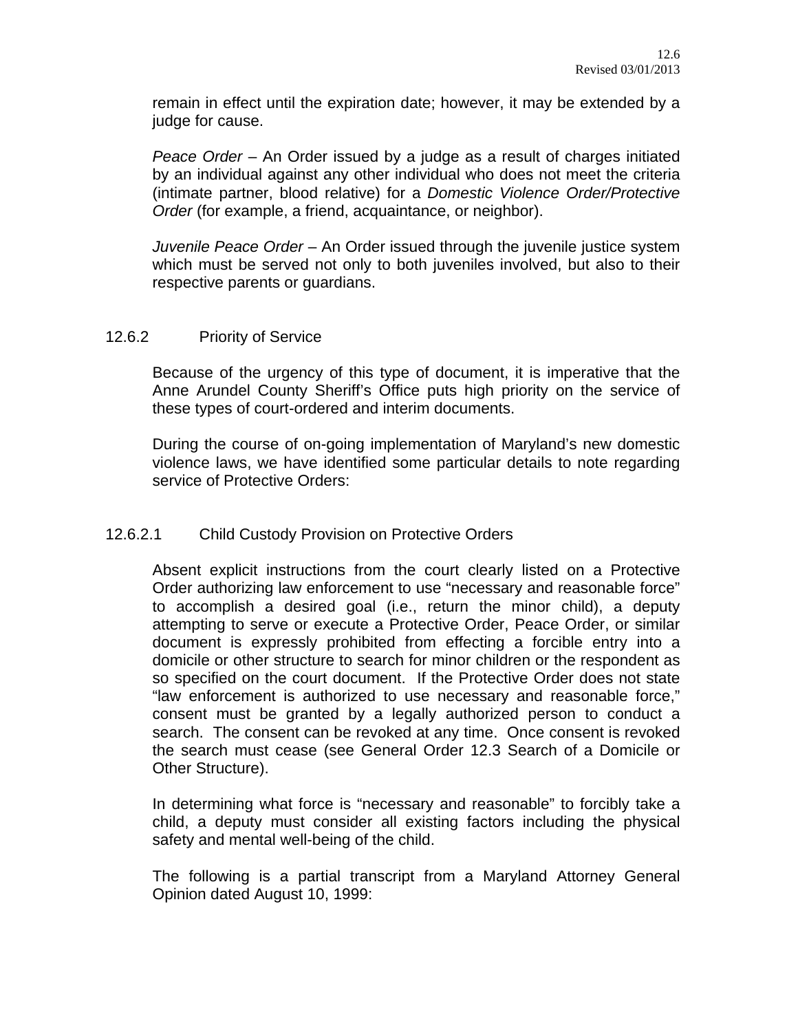remain in effect until the expiration date; however, it may be extended by a judge for cause.

*Peace Order* – An Order issued by a judge as a result of charges initiated by an individual against any other individual who does not meet the criteria (intimate partner, blood relative) for a *Domestic Violence Order/Protective Order* (for example, a friend, acquaintance, or neighbor).

*Juvenile Peace Order* – An Order issued through the juvenile justice system which must be served not only to both juveniles involved, but also to their respective parents or guardians.

### 12.6.2 Priority of Service

Because of the urgency of this type of document, it is imperative that the Anne Arundel County Sheriff's Office puts high priority on the service of these types of court-ordered and interim documents.

During the course of on-going implementation of Maryland's new domestic violence laws, we have identified some particular details to note regarding service of Protective Orders:

#### 12.6.2.1 Child Custody Provision on Protective Orders

Absent explicit instructions from the court clearly listed on a Protective Order authorizing law enforcement to use "necessary and reasonable force" to accomplish a desired goal (i.e., return the minor child), a deputy attempting to serve or execute a Protective Order, Peace Order, or similar document is expressly prohibited from effecting a forcible entry into a domicile or other structure to search for minor children or the respondent as so specified on the court document. If the Protective Order does not state "law enforcement is authorized to use necessary and reasonable force," consent must be granted by a legally authorized person to conduct a search. The consent can be revoked at any time. Once consent is revoked the search must cease (see General Order 12.3 Search of a Domicile or Other Structure).

In determining what force is "necessary and reasonable" to forcibly take a child, a deputy must consider all existing factors including the physical safety and mental well-being of the child.

The following is a partial transcript from a Maryland Attorney General Opinion dated August 10, 1999: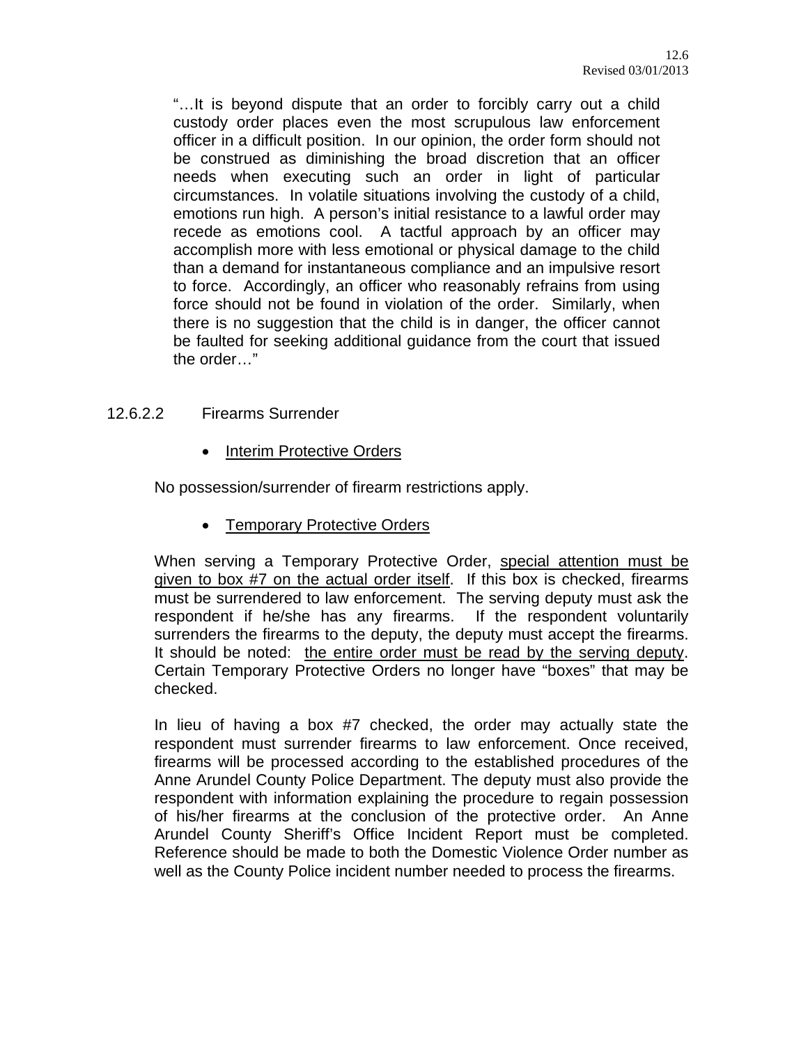"…It is beyond dispute that an order to forcibly carry out a child custody order places even the most scrupulous law enforcement officer in a difficult position. In our opinion, the order form should not be construed as diminishing the broad discretion that an officer needs when executing such an order in light of particular circumstances. In volatile situations involving the custody of a child, emotions run high. A person's initial resistance to a lawful order may recede as emotions cool. A tactful approach by an officer may accomplish more with less emotional or physical damage to the child than a demand for instantaneous compliance and an impulsive resort to force. Accordingly, an officer who reasonably refrains from using force should not be found in violation of the order. Similarly, when there is no suggestion that the child is in danger, the officer cannot be faulted for seeking additional guidance from the court that issued the order…"

12.6.2.2 Firearms Surrender

- Interim Protective Orders

No possession/surrender of firearm restrictions apply.

- Temporary Protective Orders

When serving a Temporary Protective Order, special attention must be given to box #7 on the actual order itself. If this box is checked, firearms must be surrendered to law enforcement. The serving deputy must ask the respondent if he/she has any firearms. If the respondent voluntarily surrenders the firearms to the deputy, the deputy must accept the firearms. It should be noted: the entire order must be read by the serving deputy. Certain Temporary Protective Orders no longer have "boxes" that may be checked.

In lieu of having a box #7 checked, the order may actually state the respondent must surrender firearms to law enforcement. Once received, firearms will be processed according to the established procedures of the Anne Arundel County Police Department. The deputy must also provide the respondent with information explaining the procedure to regain possession of his/her firearms at the conclusion of the protective order. An Anne Arundel County Sheriff's Office Incident Report must be completed. Reference should be made to both the Domestic Violence Order number as well as the County Police incident number needed to process the firearms.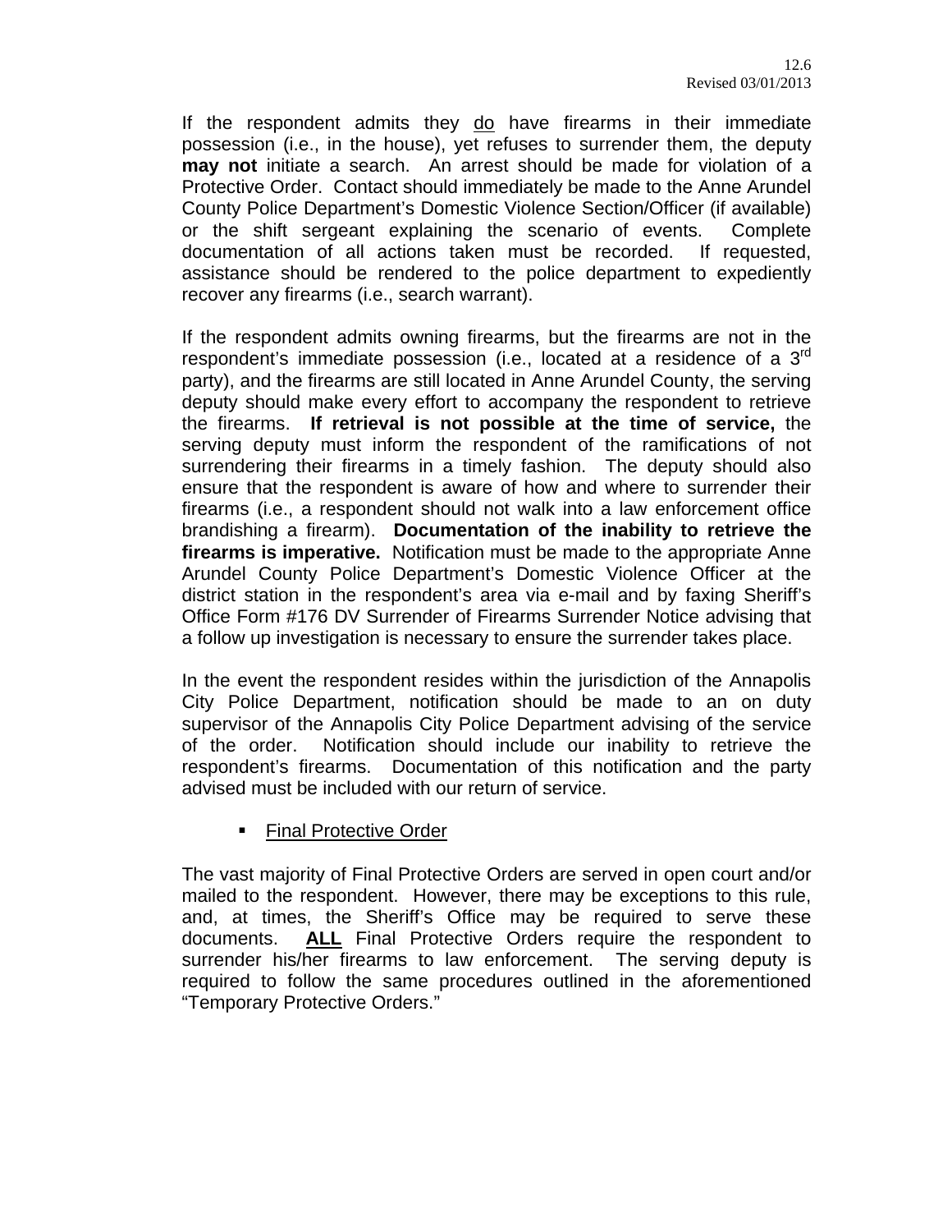If the respondent admits they <u>do</u> have firearms in their immediate possession (i.e., in the house), yet refuses to surrender them, the deputy **may not** initiate a search. An arrest should be made for violation of a Protective Order. Contact should immediately be made to the Anne Arundel County Police Department's Domestic Violence Section/Officer (if available) or the shift sergeant explaining the scenario of events. Complete documentation of all actions taken must be recorded. If requested, assistance should be rendered to the police department to expediently recover any firearms (i.e., search warrant).

If the respondent admits owning firearms, but the firearms are not in the respondent's immediate possession (i.e., located at a residence of a 3rd party), and the firearms are still located in Anne Arundel County, the serving deputy should make every effort to accompany the respondent to retrieve the firearms. **If retrieval is not possible at the time of service,** the serving deputy must inform the respondent of the ramifications of not surrendering their firearms in a timely fashion. The deputy should also ensure that the respondent is aware of how and where to surrender their firearms (i.e., a respondent should not walk into a law enforcement office brandishing a firearm). **Documentation of the inability to retrieve the firearms is imperative.** Notification must be made to the appropriate Anne Arundel County Police Department's Domestic Violence Officer at the district station in the respondent's area via e-mail and by faxing Sheriff's Office Form #176 DV Surrender of Firearms Surrender Notice advising that a follow up investigation is necessary to ensure the surrender takes place.

In the event the respondent resides within the jurisdiction of the Annapolis City Police Department, notification should be made to an on duty supervisor of the Annapolis City Police Department advising of the service of the order. Notification should include our inability to retrieve the respondent's firearms. Documentation of this notification and the party advised must be included with our return of service.

- <u>Final Protective Order</u>

The vast majority of Final Protective Orders are served in open court and/or mailed to the respondent. However, there may be exceptions to this rule, and, at times, the Sheriff's Office may be required to serve these documents. <u>**ALL**</u> Final Protective Orders require the respondent to surrender his/her firearms to law enforcement. The serving deputy is required to follow the same procedures outlined in the aforementioned "Temporary Protective Orders."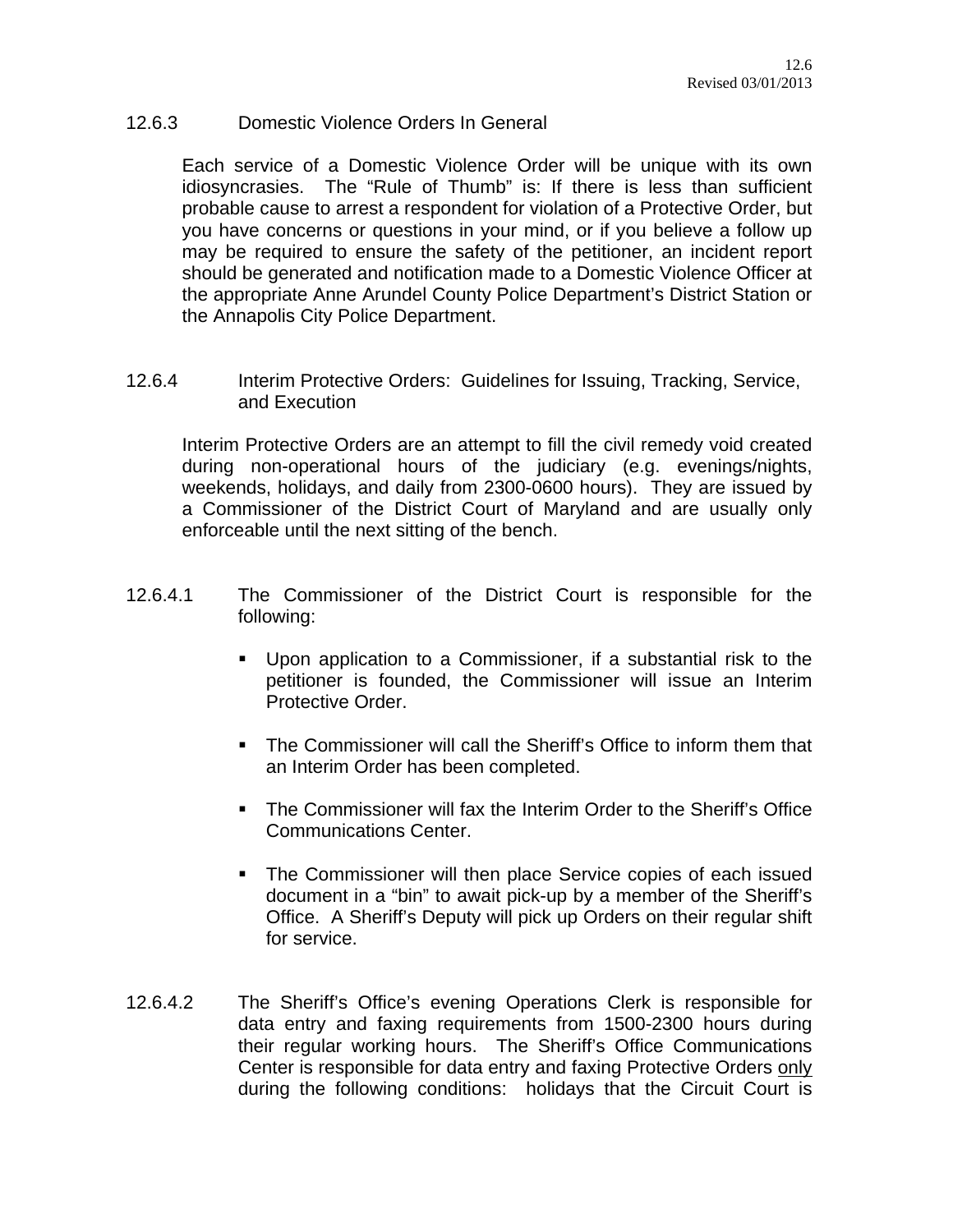### 12.6.3 Domestic Violence Orders In General

Each service of a Domestic Violence Order will be unique with its own idiosyncrasies. The "Rule of Thumb" is: If there is less than sufficient probable cause to arrest a respondent for violation of a Protective Order, but you have concerns or questions in your mind, or if you believe a follow up may be required to ensure the safety of the petitioner, an incident report should be generated and notification made to a Domestic Violence Officer at the appropriate Anne Arundel County Police Department's District Station or the Annapolis City Police Department.

### 12.6.4 Interim Protective Orders: Guidelines for Issuing, Tracking, Service, and Execution

Interim Protective Orders are an attempt to fill the civil remedy void created during non-operational hours of the judiciary (e.g. evenings/nights, weekends, holidays, and daily from 2300-0600 hours). They are issued by a Commissioner of the District Court of Maryland and are usually only enforceable until the next sitting of the bench.

12.6.4.1 The Commissioner of the District Court is responsible for the following:

- Upon application to a Commissioner, if a substantial risk to the petitioner is founded, the Commissioner will issue an Interim Protective Order.
- The Commissioner will call the Sheriff's Office to inform them that an Interim Order has been completed.
- The Commissioner will fax the Interim Order to the Sheriff's Office Communications Center.
- The Commissioner will then place Service copies of each issued document in a "bin" to await pick-up by a member of the Sheriff's Office. A Sheriff's Deputy will pick up Orders on their regular shift for service.

12.6.4.2 The Sheriff's Office's evening Operations Clerk is responsible for data entry and faxing requirements from 1500-2300 hours during their regular working hours. The Sheriff's Office Communications Center is responsible for data entry and faxing Protective Orders <u>only</u> during the following conditions: holidays that the Circuit Court is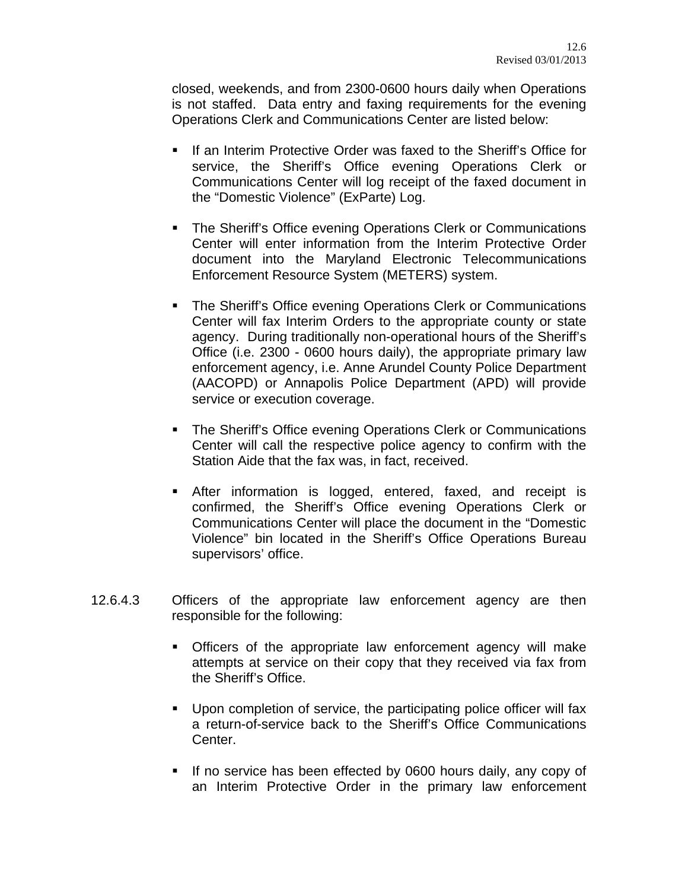closed, weekends, and from 2300-0600 hours daily when Operations is not staffed. Data entry and faxing requirements for the evening Operations Clerk and Communications Center are listed below:

- If an Interim Protective Order was faxed to the Sheriff's Office for service, the Sheriff's Office evening Operations Clerk or Communications Center will log receipt of the faxed document in the "Domestic Violence" (ExParte) Log.

- The Sheriff's Office evening Operations Clerk or Communications Center will enter information from the Interim Protective Order document into the Maryland Electronic Telecommunications Enforcement Resource System (METERS) system.

- The Sheriff's Office evening Operations Clerk or Communications Center will fax Interim Orders to the appropriate county or state agency. During traditionally non-operational hours of the Sheriff's Office (i.e. 2300 - 0600 hours daily), the appropriate primary law enforcement agency, i.e. Anne Arundel County Police Department (AACOPD) or Annapolis Police Department (APD) will provide service or execution coverage.

- The Sheriff's Office evening Operations Clerk or Communications Center will call the respective police agency to confirm with the Station Aide that the fax was, in fact, received.

- After information is logged, entered, faxed, and receipt is confirmed, the Sheriff's Office evening Operations Clerk or Communications Center will place the document in the "Domestic Violence" bin located in the Sheriff's Office Operations Bureau supervisors' office.

12.6.4.3 Officers of the appropriate law enforcement agency are then responsible for the following:

- Officers of the appropriate law enforcement agency will make attempts at service on their copy that they received via fax from the Sheriff's Office.

- Upon completion of service, the participating police officer will fax a return-of-service back to the Sheriff's Office Communications Center.

- If no service has been effected by 0600 hours daily, any copy of an Interim Protective Order in the primary law enforcement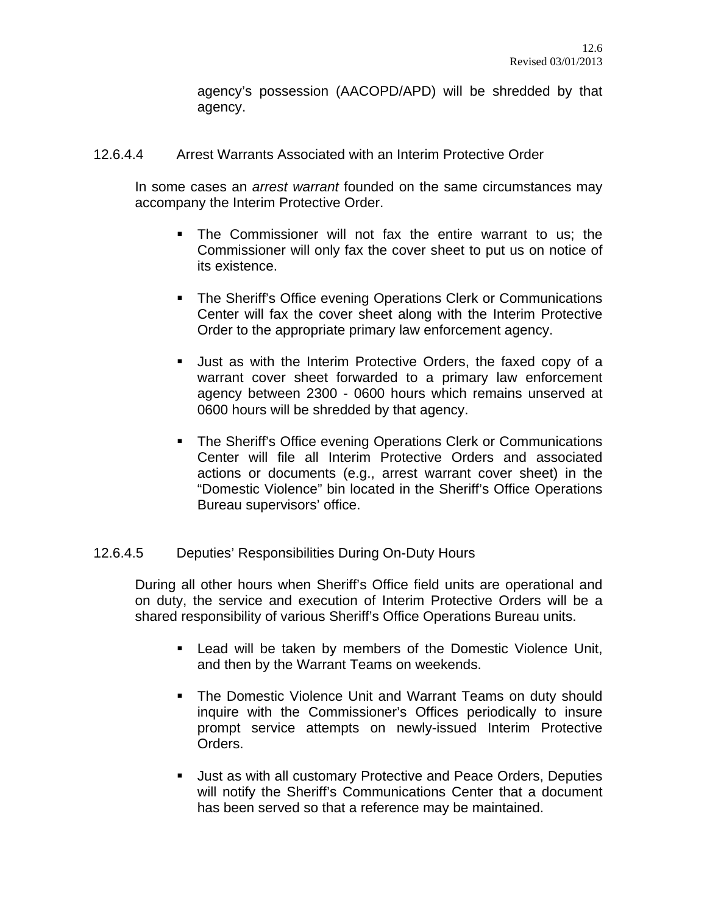agency's possession (AACOPD/APD) will be shredded by that agency.

### 12.6.4.4 Arrest Warrants Associated with an Interim Protective Order

In some cases an *arrest warrant* founded on the same circumstances may accompany the Interim Protective Order.

- The Commissioner will not fax the entire warrant to us; the Commissioner will only fax the cover sheet to put us on notice of its existence.
- The Sheriff's Office evening Operations Clerk or Communications Center will fax the cover sheet along with the Interim Protective Order to the appropriate primary law enforcement agency.
- Just as with the Interim Protective Orders, the faxed copy of a warrant cover sheet forwarded to a primary law enforcement agency between 2300 - 0600 hours which remains unserved at 0600 hours will be shredded by that agency.
- The Sheriff's Office evening Operations Clerk or Communications Center will file all Interim Protective Orders and associated actions or documents (e.g., arrest warrant cover sheet) in the "Domestic Violence" bin located in the Sheriff's Office Operations Bureau supervisors' office.

### 12.6.4.5 Deputies' Responsibilities During On-Duty Hours

During all other hours when Sheriff's Office field units are operational and on duty, the service and execution of Interim Protective Orders will be a shared responsibility of various Sheriff's Office Operations Bureau units.

- Lead will be taken by members of the Domestic Violence Unit, and then by the Warrant Teams on weekends.
- The Domestic Violence Unit and Warrant Teams on duty should inquire with the Commissioner's Offices periodically to insure prompt service attempts on newly-issued Interim Protective Orders.
- Just as with all customary Protective and Peace Orders, Deputies will notify the Sheriff's Communications Center that a document has been served so that a reference may be maintained.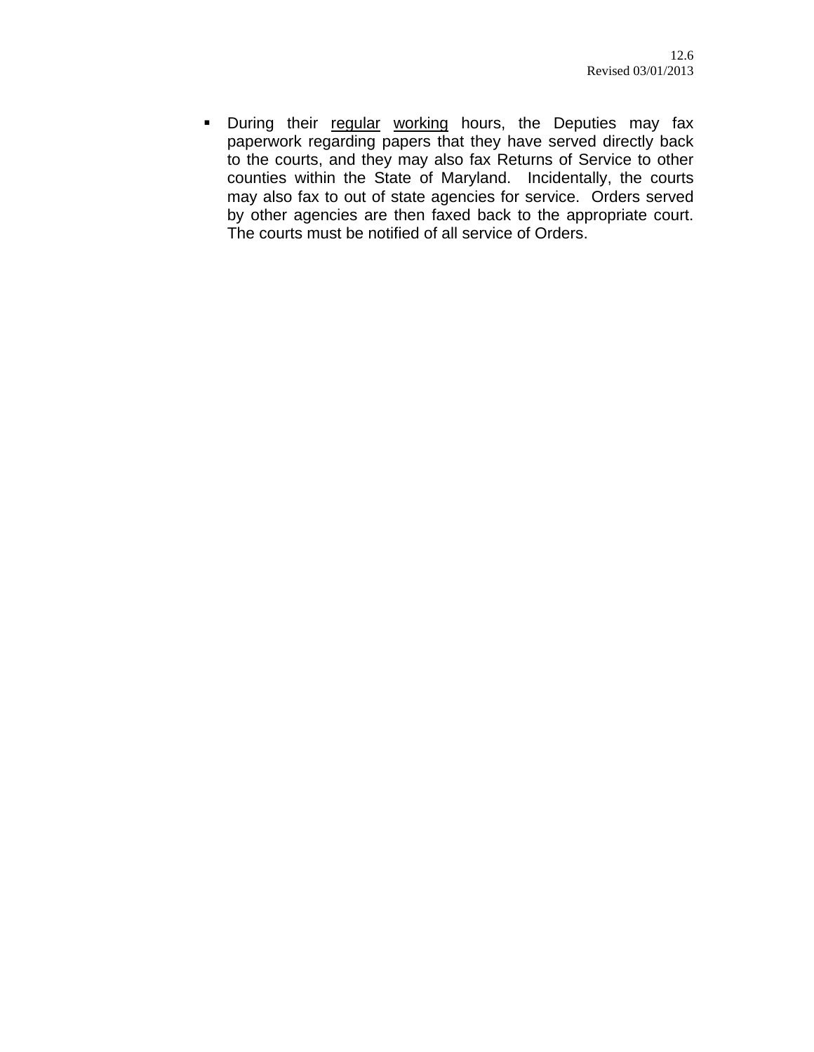- During their regular working hours, the Deputies may fax paperwork regarding papers that they have served directly back to the courts, and they may also fax Returns of Service to other counties within the State of Maryland. Incidentally, the courts may also fax to out of state agencies for service. Orders served by other agencies are then faxed back to the appropriate court. The courts must be notified of all service of Orders.